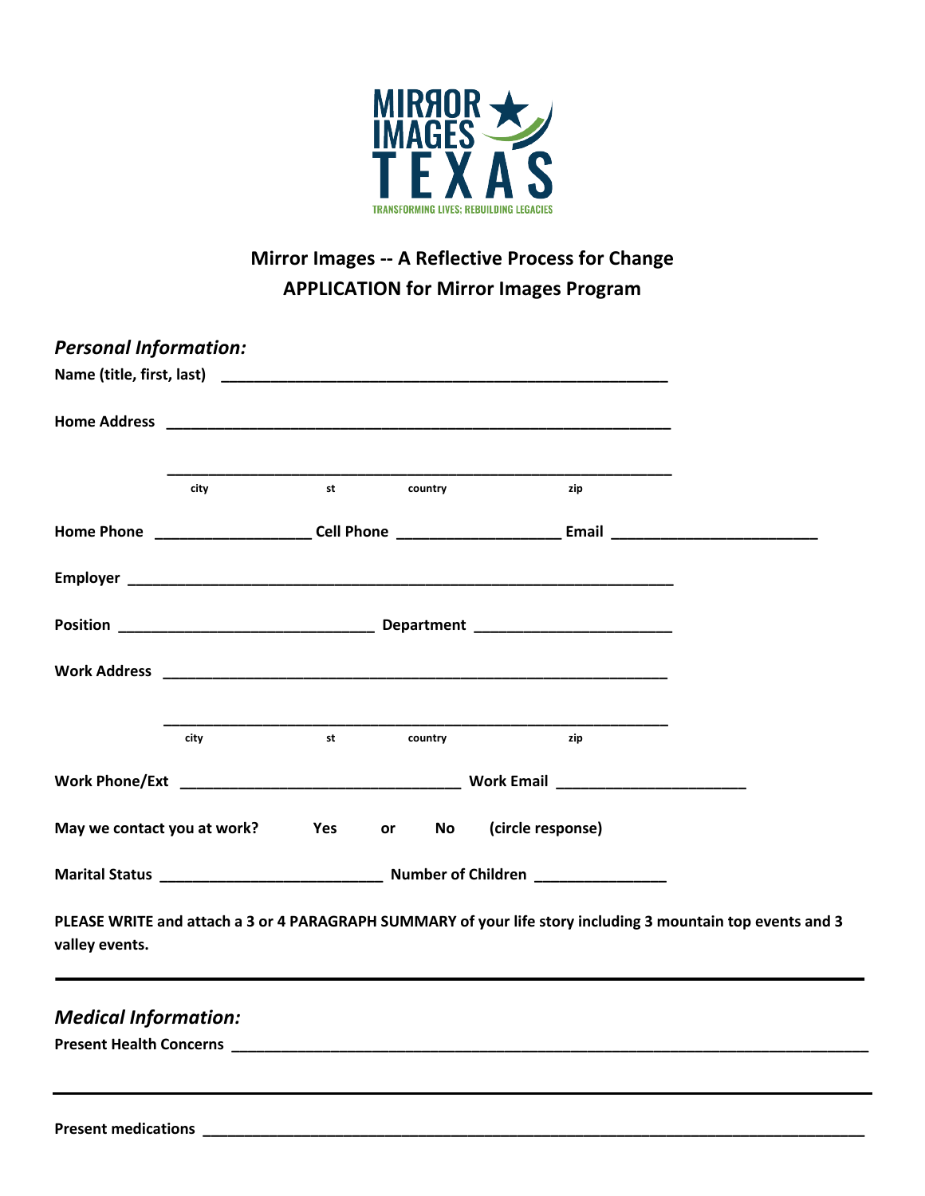MIRROR IMAGES TEXAS
TRANSFORMING LIVES: REBUILDING LEGACIES

## Mirror Images -- A Reflective Process for Change
## APPLICATION for Mirror Images Program

### *Personal Information:*

**Name (title, first, last)** ________________________________________________

**Home Address** ________________________________________________

________________________________________________
city st country zip

**Home Phone** __________________ **Cell Phone** ___________________ **Email** ________________________

**Employer** ________________________________________________

**Position** ____________________________ **Department** ______________________

**Work Address** ________________________________________________

________________________________________________
city st country zip

**Work Phone/Ext** ________________________________ **Work Email** _____________________

**May we contact you at work? Yes or No (circle response)**

**Marital Status** _________________________ **Number of Children** _______________

**PLEASE WRITE and attach a 3 or 4 PARAGRAPH SUMMARY of your life story including 3 mountain top events and 3 valley events.**

---

### *Medical Information:*

**Present Health Concerns** ________________________________________________

---

**Present medications** ________________________________________________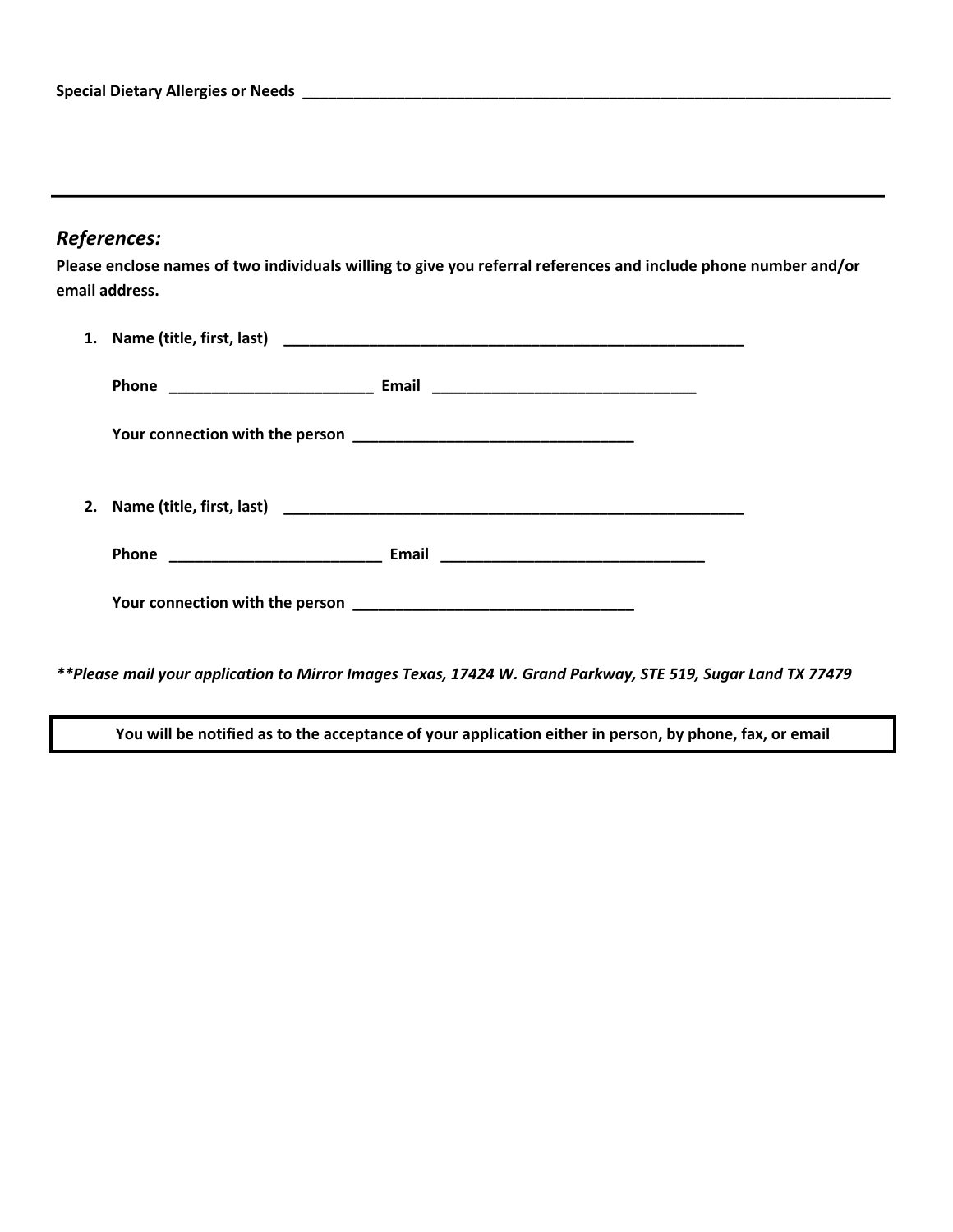**Special Dietary Allergies or Needs** ___________________________________________________________________________

---

## *References:*

**Please enclose names of two individuals willing to give you referral references and include phone number and/or email address.**

1. **Name (title, first, last)** ___________________________________________________________

   **Phone** __________________________ **Email** _________________________________

   **Your connection with the person** ___________________________________

2. **Name (title, first, last)** ___________________________________________________________

   **Phone** ___________________________ **Email** _________________________________

   **Your connection with the person** ___________________________________

***\*\*Please mail your application to Mirror Images Texas, 17424 W. Grand Parkway, STE 519, Sugar Land TX 77479***

**You will be notified as to the acceptance of your application either in person, by phone, fax, or email**